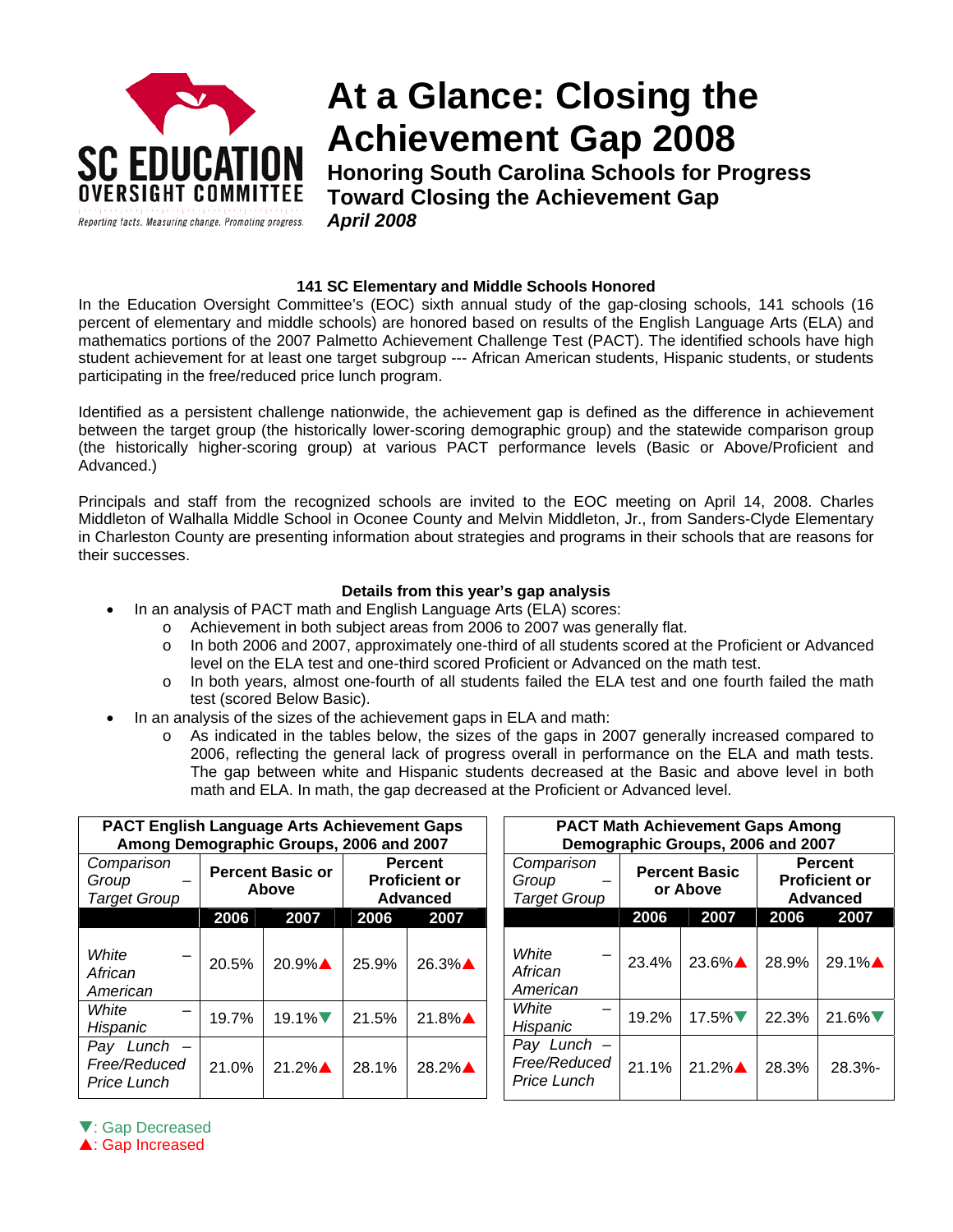SC EDUCATION OVERSIGHT COMMITTEE

Reporting facts. Measuring change. Promoting progress.

# At a Glance: Closing the Achievement Gap 2008

## Honoring South Carolina Schools for Progress Toward Closing the Achievement Gap

***April 2008***

**141 SC Elementary and Middle Schools Honored**

In the Education Oversight Committee's (EOC) sixth annual study of the gap-closing schools, 141 schools (16 percent of elementary and middle schools) are honored based on results of the English Language Arts (ELA) and mathematics portions of the 2007 Palmetto Achievement Challenge Test (PACT). The identified schools have high student achievement for at least one target subgroup --- African American students, Hispanic students, or students participating in the free/reduced price lunch program.

Identified as a persistent challenge nationwide, the achievement gap is defined as the difference in achievement between the target group (the historically lower-scoring demographic group) and the statewide comparison group (the historically higher-scoring group) at various PACT performance levels (Basic or Above/Proficient and Advanced.)

Principals and staff from the recognized schools are invited to the EOC meeting on April 14, 2008. Charles Middleton of Walhalla Middle School in Oconee County and Melvin Middleton, Jr., from Sanders-Clyde Elementary in Charleston County are presenting information about strategies and programs in their schools that are reasons for their successes.

**Details from this year's gap analysis**

- In an analysis of PACT math and English Language Arts (ELA) scores:
  - Achievement in both subject areas from 2006 to 2007 was generally flat.
  - In both 2006 and 2007, approximately one-third of all students scored at the Proficient or Advanced level on the ELA test and one-third scored Proficient or Advanced on the math test.
  - In both years, almost one-fourth of all students failed the ELA test and one fourth failed the math test (scored Below Basic).
- In an analysis of the sizes of the achievement gaps in ELA and math:
  - As indicated in the tables below, the sizes of the gaps in 2007 generally increased compared to 2006, reflecting the general lack of progress overall in performance on the ELA and math tests. The gap between white and Hispanic students decreased at the Basic and above level in both math and ELA. In math, the gap decreased at the Proficient or Advanced level.

**PACT English Language Arts Achievement Gaps Among Demographic Groups, 2006 and 2007**

| *Comparison Group – Target Group* | Percent Basic or Above | | Percent Proficient or Advanced | |
|---|---|---|---|---|
| | 2006 | 2007 | 2006 | 2007 |
| *White – African American* | 20.5% | 20.9%▲ | 25.9% | 26.3%▲ |
| *White – Hispanic* | 19.7% | 19.1%▼ | 21.5% | 21.8%▲ |
| *Pay Lunch – Free/Reduced Price Lunch* | 21.0% | 21.2%▲ | 28.1% | 28.2%▲ |

**PACT Math Achievement Gaps Among Demographic Groups, 2006 and 2007**

| *Comparison Group – Target Group* | Percent Basic or Above | | Percent Proficient or Advanced | |
|---|---|---|---|---|
| | 2006 | 2007 | 2006 | 2007 |
| *White – African American* | 23.4% | 23.6%▲ | 28.9% | 29.1%▲ |
| *White – Hispanic* | 19.2% | 17.5%▼ | 22.3% | 21.6%▼ |
| *Pay Lunch – Free/Reduced Price Lunch* | 21.1% | 21.2%▲ | 28.3% | 28.3%- |

▼: Gap Decreased
▲: Gap Increased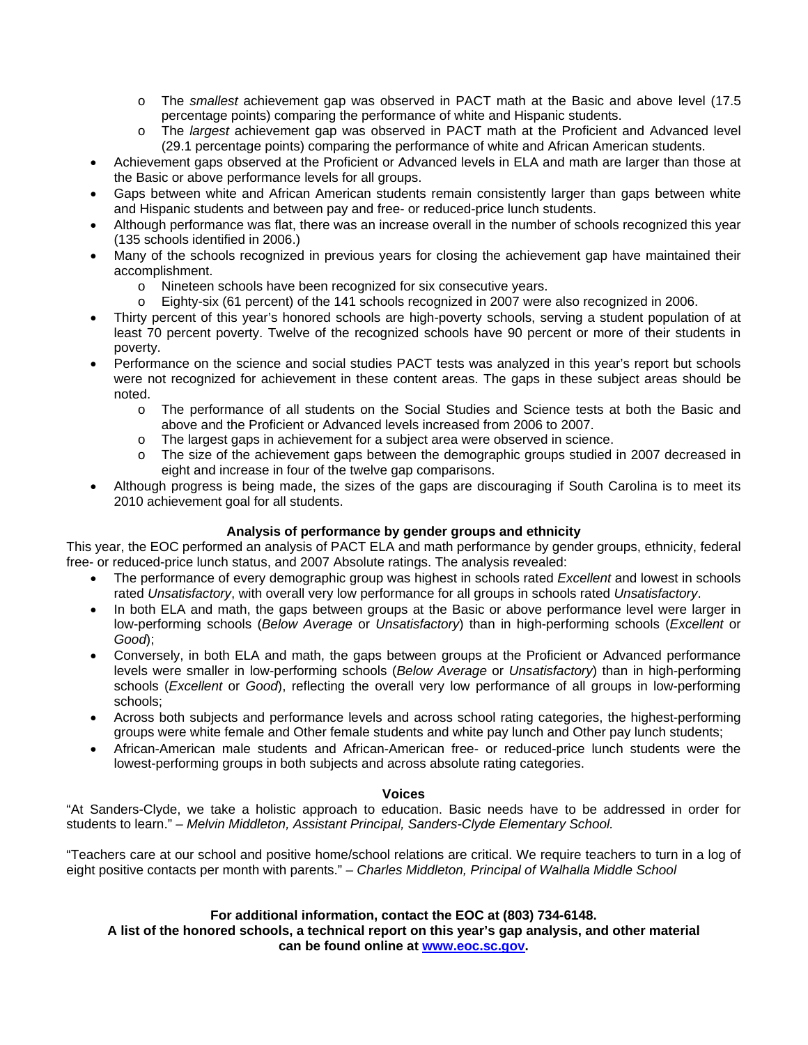- The *smallest* achievement gap was observed in PACT math at the Basic and above level (17.5 percentage points) comparing the performance of white and Hispanic students.
  - The *largest* achievement gap was observed in PACT math at the Proficient and Advanced level (29.1 percentage points) comparing the performance of white and African American students.
- Achievement gaps observed at the Proficient or Advanced levels in ELA and math are larger than those at the Basic or above performance levels for all groups.
- Gaps between white and African American students remain consistently larger than gaps between white and Hispanic students and between pay and free- or reduced-price lunch students.
- Although performance was flat, there was an increase overall in the number of schools recognized this year (135 schools identified in 2006.)
- Many of the schools recognized in previous years for closing the achievement gap have maintained their accomplishment.
  - Nineteen schools have been recognized for six consecutive years.
  - Eighty-six (61 percent) of the 141 schools recognized in 2007 were also recognized in 2006.
- Thirty percent of this year's honored schools are high-poverty schools, serving a student population of at least 70 percent poverty. Twelve of the recognized schools have 90 percent or more of their students in poverty.
- Performance on the science and social studies PACT tests was analyzed in this year's report but schools were not recognized for achievement in these content areas. The gaps in these subject areas should be noted.
  - The performance of all students on the Social Studies and Science tests at both the Basic and above and the Proficient or Advanced levels increased from 2006 to 2007.
  - The largest gaps in achievement for a subject area were observed in science.
  - The size of the achievement gaps between the demographic groups studied in 2007 decreased in eight and increase in four of the twelve gap comparisons.
- Although progress is being made, the sizes of the gaps are discouraging if South Carolina is to meet its 2010 achievement goal for all students.

**Analysis of performance by gender groups and ethnicity**

This year, the EOC performed an analysis of PACT ELA and math performance by gender groups, ethnicity, federal free- or reduced-price lunch status, and 2007 Absolute ratings. The analysis revealed:

- The performance of every demographic group was highest in schools rated *Excellent* and lowest in schools rated *Unsatisfactory*, with overall very low performance for all groups in schools rated *Unsatisfactory*.
- In both ELA and math, the gaps between groups at the Basic or above performance level were larger in low-performing schools (*Below Average* or *Unsatisfactory*) than in high-performing schools (*Excellent* or *Good*);
- Conversely, in both ELA and math, the gaps between groups at the Proficient or Advanced performance levels were smaller in low-performing schools (*Below Average* or *Unsatisfactory*) than in high-performing schools (*Excellent* or *Good*), reflecting the overall very low performance of all groups in low-performing schools;
- Across both subjects and performance levels and across school rating categories, the highest-performing groups were white female and Other female students and white pay lunch and Other pay lunch students;
- African-American male students and African-American free- or reduced-price lunch students were the lowest-performing groups in both subjects and across absolute rating categories.

**Voices**

"At Sanders-Clyde, we take a holistic approach to education. Basic needs have to be addressed in order for students to learn." – *Melvin Middleton, Assistant Principal, Sanders-Clyde Elementary School.*

"Teachers care at our school and positive home/school relations are critical. We require teachers to turn in a log of eight positive contacts per month with parents." – *Charles Middleton, Principal of Walhalla Middle School*

**For additional information, contact the EOC at (803) 734-6148.**
**A list of the honored schools, a technical report on this year's gap analysis, and other material can be found online at [www.eoc.sc.gov](http://www.eoc.sc.gov).**